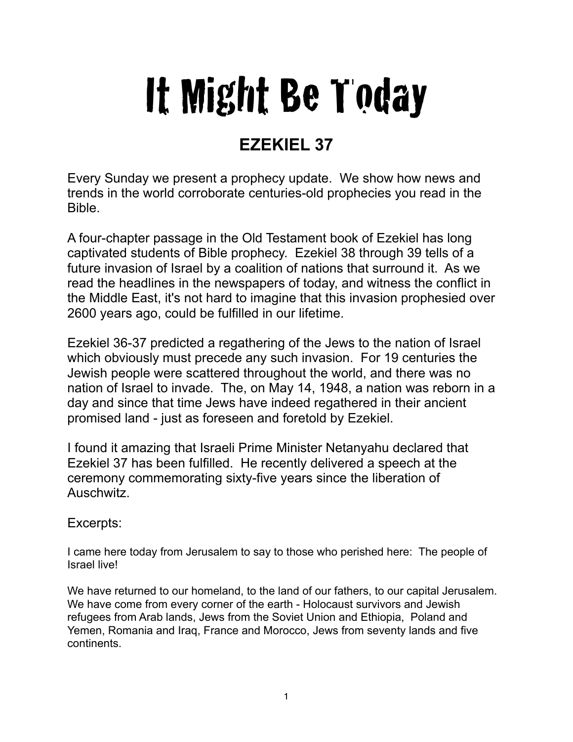# It Might Be Today

## EZEKIEL 37

Every Sunday we present a prophecy update. We show how news and trends in the world corroborate centuries-old prophecies you read in the Bible.

A four-chapter passage in the Old Testament book of Ezekiel has long captivated students of Bible prophecy. Ezekiel 38 through 39 tells of a future invasion of Israel by a coalition of nations that surround it. As we read the headlines in the newspapers of today, and witness the conflict in the Middle East, it's not hard to imagine that this invasion prophesied over 2600 years ago, could be fulfilled in our lifetime.

Ezekiel 36-37 predicted a regathering of the Jews to the nation of Israel which obviously must precede any such invasion. For 19 centuries the Jewish people were scattered throughout the world, and there was no nation of Israel to invade. The, on May 14, 1948, a nation was reborn in a day and since that time Jews have indeed regathered in their ancient promised land - just as foreseen and foretold by Ezekiel.

I found it amazing that Israeli Prime Minister Netanyahu declared that Ezekiel 37 has been fulfilled. He recently delivered a speech at the ceremony commemorating sixty-five years since the liberation of Auschwitz.

Excerpts:

I came here today from Jerusalem to say to those who perished here: The people of Israel live!

We have returned to our homeland, to the land of our fathers, to our capital Jerusalem. We have come from every corner of the earth - Holocaust survivors and Jewish refugees from Arab lands, Jews from the Soviet Union and Ethiopia, Poland and Yemen, Romania and Iraq, France and Morocco, Jews from seventy lands and five continents.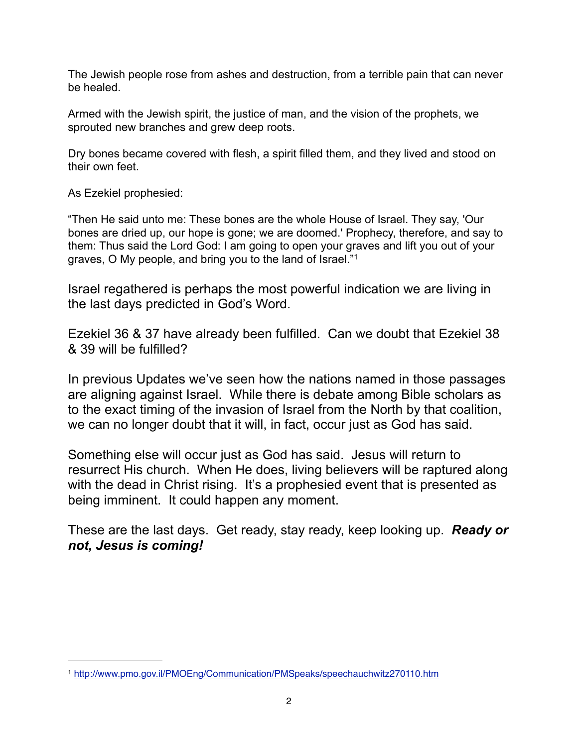The Jewish people rose from ashes and destruction, from a terrible pain that can never be healed.

Armed with the Jewish spirit, the justice of man, and the vision of the prophets, we sprouted new branches and grew deep roots.

Dry bones became covered with flesh, a spirit filled them, and they lived and stood on their own feet.

As Ezekiel prophesied:

"Then He said unto me: These bones are the whole House of Israel. They say, 'Our bones are dried up, our hope is gone; we are doomed.' Prophecy, therefore, and say to them: Thus said the Lord God: I am going to open your graves and lift you out of your graves, O My people, and bring you to the land of Israel."[1]

Israel regathered is perhaps the most powerful indication we are living in the last days predicted in God's Word.

Ezekiel 36 & 37 have already been fulfilled. Can we doubt that Ezekiel 38 & 39 will be fulfilled?

In previous Updates we've seen how the nations named in those passages are aligning against Israel. While there is debate among Bible scholars as to the exact timing of the invasion of Israel from the North by that coalition, we can no longer doubt that it will, in fact, occur just as God has said.

Something else will occur just as God has said. Jesus will return to resurrect His church. When He does, living believers will be raptured along with the dead in Christ rising. It's a prophesied event that is presented as being imminent. It could happen any moment.

These are the last days. Get ready, stay ready, keep looking up. ***Ready or not, Jesus is coming!***

---

[1] http://www.pmo.gov.il/PMOEng/Communication/PMSpeaks/speechauchwitz270110.htm